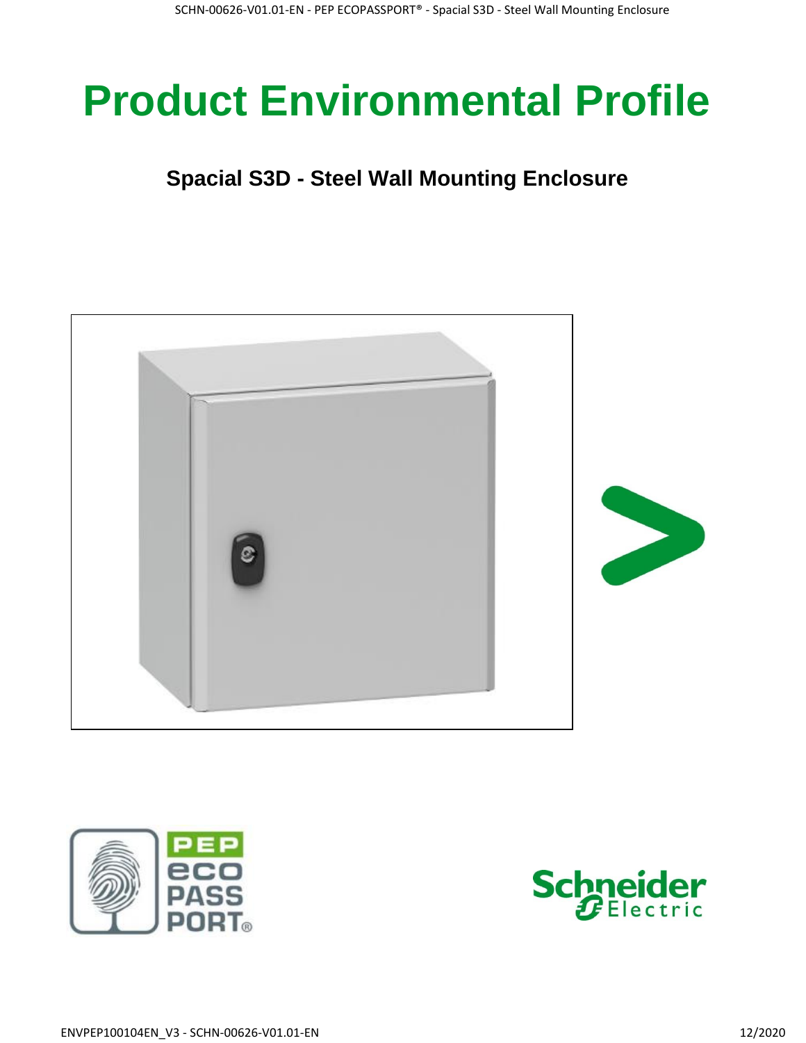# Product Environmental Profile

## Spacial S3D - Steel Wall Mounting Enclosure

ENVPEP100104EN_V3 - SCHN-00626-V01.01-EN

12/2020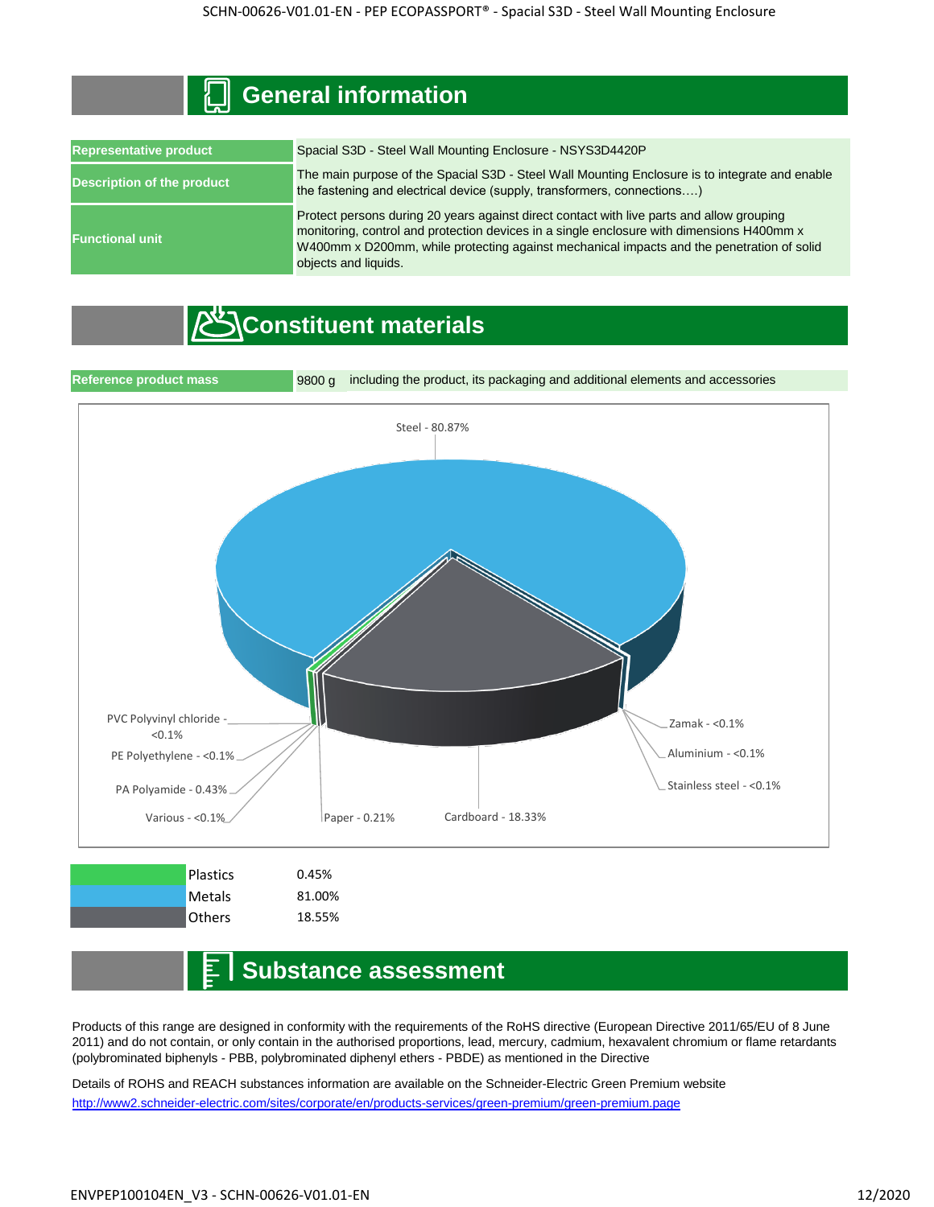## General information

| Representative product | Spacial S3D - Steel Wall Mounting Enclosure - NSYS3D4420P |
|---|---|
| Description of the product | The main purpose of the Spacial S3D - Steel Wall Mounting Enclosure is to integrate and enable the fastening and electrical device (supply, transformers, connections….) |
| Functional unit | Protect persons during 20 years against direct contact with live parts and allow grouping monitoring, control and protection devices in a single enclosure with dimensions H400mm x W400mm x D200mm, while protecting against mechanical impacts and the penetration of solid objects and liquids. |

## Constituent materials

| Reference product mass | 9800 g | including the product, its packaging and additional elements and accessories |
|---|---|---|

Steel - 80.87%

PVC Polyvinyl chloride - <0.1%

PE Polyethylene - <0.1%

PA Polyamide - 0.43%

Various - <0.1%

Paper - 0.21%

Cardboard - 18.33%

Zamak - <0.1%

Aluminium - <0.1%

Stainless steel - <0.1%

| Category | Share |
|---|---|
| Plastics | 0.45% |
| Metals | 81.00% |
| Others | 18.55% |

## Substance assessment

Products of this range are designed in conformity with the requirements of the RoHS directive (European Directive 2011/65/EU of 8 June 2011) and do not contain, or only contain in the authorised proportions, lead, mercury, cadmium, hexavalent chromium or flame retardants (polybrominated biphenyls - PBB, polybrominated diphenyl ethers - PBDE) as mentioned in the Directive

Details of ROHS and REACH substances information are available on the Schneider-Electric Green Premium website
http://www2.schneider-electric.com/sites/corporate/en/products-services/green-premium/green-premium.page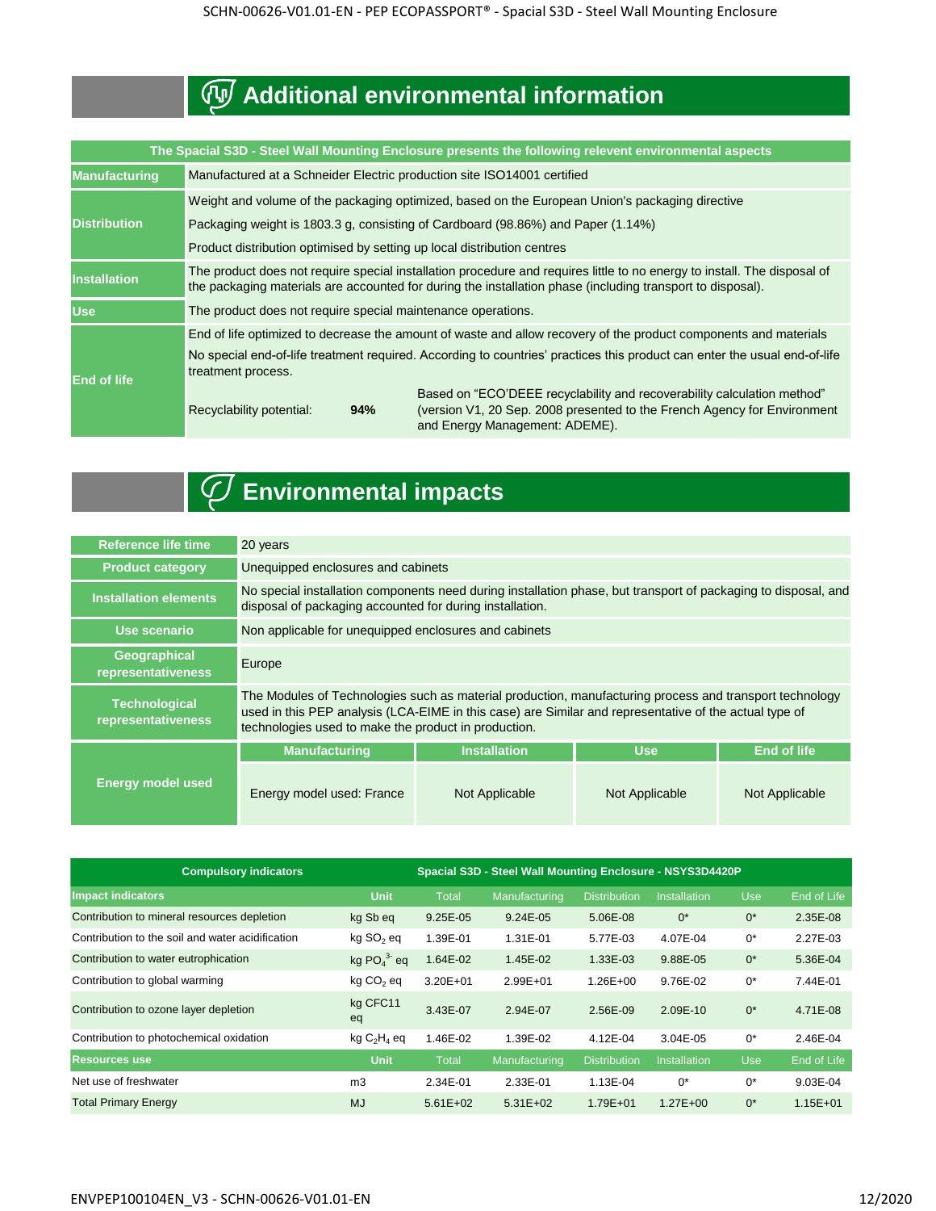## Additional environmental information

| The Spacial S3D - Steel Wall Mounting Enclosure presents the following relevent environmental aspects | |
|---|---|
| **Manufacturing** | Manufactured at a Schneider Electric production site ISO14001 certified |
| **Distribution** | Weight and volume of the packaging optimized, based on the European Union's packaging directive<br>Packaging weight is 1803.3 g, consisting of Cardboard (98.86%) and Paper (1.14%)<br>Product distribution optimised by setting up local distribution centres |
| **Installation** | The product does not require special installation procedure and requires little to no energy to install. The disposal of the packaging materials are accounted for during the installation phase (including transport to disposal). |
| **Use** | The product does not require special maintenance operations. |
| **End of life** | End of life optimized to decrease the amount of waste and allow recovery of the product components and materials<br>No special end-of-life treatment required. According to countries' practices this product can enter the usual end-of-life treatment process.<br>Recyclability potential: **94%** — Based on "ECO'DEEE recyclability and recoverability calculation method" (version V1, 20 Sep. 2008 presented to the French Agency for Environment and Energy Management: ADEME). |

## Environmental impacts

| | | | | |
|---|---|---|---|---|
| **Reference life time** | 20 years | | | |
| **Product category** | Unequipped enclosures and cabinets | | | |
| **Installation elements** | No special installation components need during installation phase, but transport of packaging to disposal, and disposal of packaging accounted for during installation. | | | |
| **Use scenario** | Non applicable for unequipped enclosures and cabinets | | | |
| **Geographical representativeness** | Europe | | | |
| **Technological representativeness** | The Modules of Technologies such as material production, manufacturing process and transport technology used in this PEP analysis (LCA-EIME in this case) are Similar and representative of the actual type of technologies used to make the product in production. | | | |
| **Energy model used** | **Manufacturing** | **Installation** | **Use** | **End of life** |
| | Energy model used: France | Not Applicable | Not Applicable | Not Applicable |

| Compulsory indicators | Spacial S3D - Steel Wall Mounting Enclosure - NSYS3D4420P | | | | | | |
|---|---|---|---|---|---|---|---|
| **Impact indicators** | **Unit** | **Total** | **Manufacturing** | **Distribution** | **Installation** | **Use** | **End of Life** |
| Contribution to mineral resources depletion | kg Sb eq | 9.25E-05 | 9.24E-05 | 5.06E-08 | 0* | 0* | 2.35E-08 |
| Contribution to the soil and water acidification | kg $SO_2$ eq | 1.39E-01 | 1.31E-01 | 5.77E-03 | 4.07E-04 | 0* | 2.27E-03 |
| Contribution to water eutrophication | kg $PO_4^{3-}$ eq | 1.64E-02 | 1.45E-02 | 1.33E-03 | 9.88E-05 | 0* | 5.36E-04 |
| Contribution to global warming | kg $CO_2$ eq | 3.20E+01 | 2.99E+01 | 1.26E+00 | 9.76E-02 | 0* | 7.44E-01 |
| Contribution to ozone layer depletion | kg CFC11 eq | 3.43E-07 | 2.94E-07 | 2.56E-09 | 2.09E-10 | 0* | 4.71E-08 |
| Contribution to photochemical oxidation | kg $C_2H_4$ eq | 1.46E-02 | 1.39E-02 | 4.12E-04 | 3.04E-05 | 0* | 2.46E-04 |
| **Resources use** | **Unit** | **Total** | **Manufacturing** | **Distribution** | **Installation** | **Use** | **End of Life** |
| Net use of freshwater | m3 | 2.34E-01 | 2.33E-01 | 1.13E-04 | 0* | 0* | 9.03E-04 |
| Total Primary Energy | MJ | 5.61E+02 | 5.31E+02 | 1.79E+01 | 1.27E+00 | 0* | 1.15E+01 |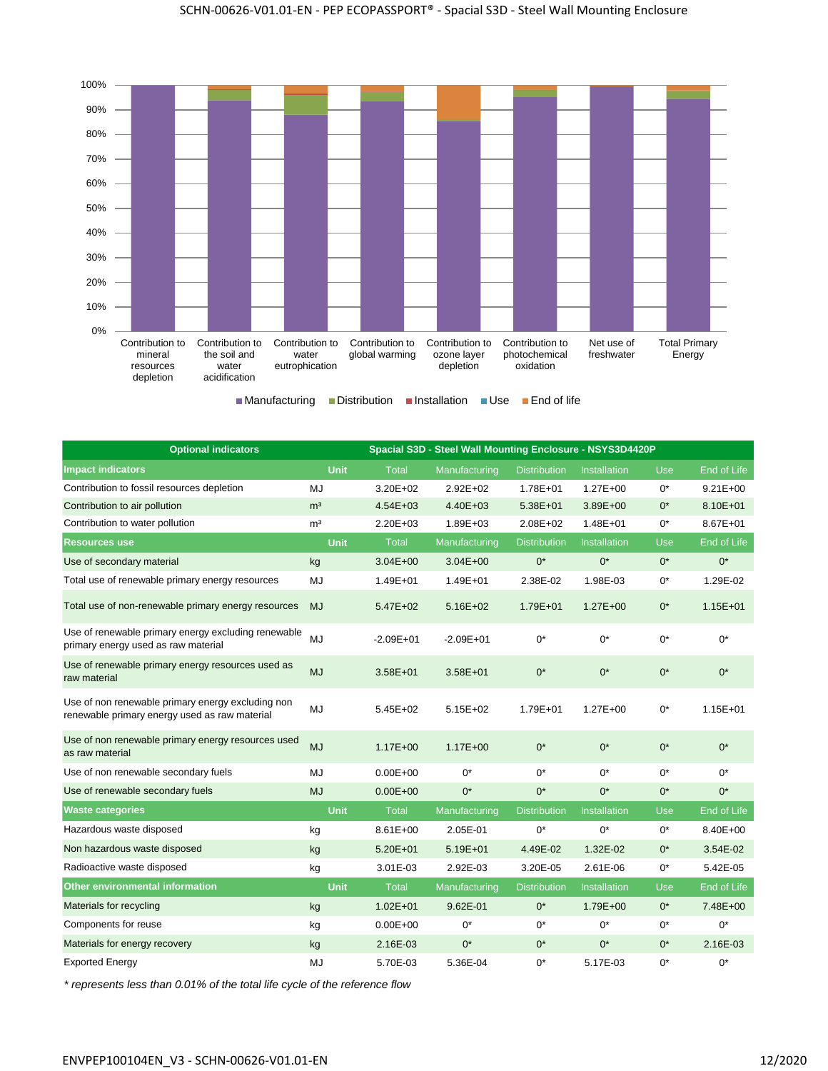100%
90%
80%
70%
60%
50%
40%
30%
20%
10%
0%

Contribution to mineral resources depletion
Contribution to the soil and water acidification
Contribution to water eutrophication
Contribution to global warming
Contribution to ozone layer depletion
Contribution to photochemical oxidation
Net use of freshwater
Total Primary Energy

Manufacturing | Distribution | Installation | Use | End of life

| Optional indicators | | Spacial S3D - Steel Wall Mounting Enclosure - NSYS3D4420P | | | | | |
|---|---|---|---|---|---|---|---|
| **Impact indicators** | **Unit** | Total | Manufacturing | Distribution | Installation | Use | End of Life |
| Contribution to fossil resources depletion | MJ | 3.20E+02 | 2.92E+02 | 1.78E+01 | 1.27E+00 | 0* | 9.21E+00 |
| Contribution to air pollution | m³ | 4.54E+03 | 4.40E+03 | 5.38E+01 | 3.89E+00 | 0* | 8.10E+01 |
| Contribution to water pollution | m³ | 2.20E+03 | 1.89E+03 | 2.08E+02 | 1.48E+01 | 0* | 8.67E+01 |
| **Resources use** | **Unit** | Total | Manufacturing | Distribution | Installation | Use | End of Life |
| Use of secondary material | kg | 3.04E+00 | 3.04E+00 | 0* | 0* | 0* | 0* |
| Total use of renewable primary energy resources | MJ | 1.49E+01 | 1.49E+01 | 2.38E-02 | 1.98E-03 | 0* | 1.29E-02 |
| Total use of non-renewable primary energy resources | MJ | 5.47E+02 | 5.16E+02 | 1.79E+01 | 1.27E+00 | 0* | 1.15E+01 |
| Use of renewable primary energy excluding renewable primary energy used as raw material | MJ | -2.09E+01 | -2.09E+01 | 0* | 0* | 0* | 0* |
| Use of renewable primary energy resources used as raw material | MJ | 3.58E+01 | 3.58E+01 | 0* | 0* | 0* | 0* |
| Use of non renewable primary energy excluding non renewable primary energy used as raw material | MJ | 5.45E+02 | 5.15E+02 | 1.79E+01 | 1.27E+00 | 0* | 1.15E+01 |
| Use of non renewable primary energy resources used as raw material | MJ | 1.17E+00 | 1.17E+00 | 0* | 0* | 0* | 0* |
| Use of non renewable secondary fuels | MJ | 0.00E+00 | 0* | 0* | 0* | 0* | 0* |
| Use of renewable secondary fuels | MJ | 0.00E+00 | 0* | 0* | 0* | 0* | 0* |
| **Waste categories** | **Unit** | Total | Manufacturing | Distribution | Installation | Use | End of Life |
| Hazardous waste disposed | kg | 8.61E+00 | 2.05E-01 | 0* | 0* | 0* | 8.40E+00 |
| Non hazardous waste disposed | kg | 5.20E+01 | 5.19E+01 | 4.49E-02 | 1.32E-02 | 0* | 3.54E-02 |
| Radioactive waste disposed | kg | 3.01E-03 | 2.92E-03 | 3.20E-05 | 2.61E-06 | 0* | 5.42E-05 |
| **Other environmental information** | **Unit** | Total | Manufacturing | Distribution | Installation | Use | End of Life |
| Materials for recycling | kg | 1.02E+01 | 9.62E-01 | 0* | 1.79E+00 | 0* | 7.48E+00 |
| Components for reuse | kg | 0.00E+00 | 0* | 0* | 0* | 0* | 0* |
| Materials for energy recovery | kg | 2.16E-03 | 0* | 0* | 0* | 0* | 2.16E-03 |
| Exported Energy | MJ | 5.70E-03 | 5.36E-04 | 0* | 5.17E-03 | 0* | 0* |

*\* represents less than 0.01% of the total life cycle of the reference flow*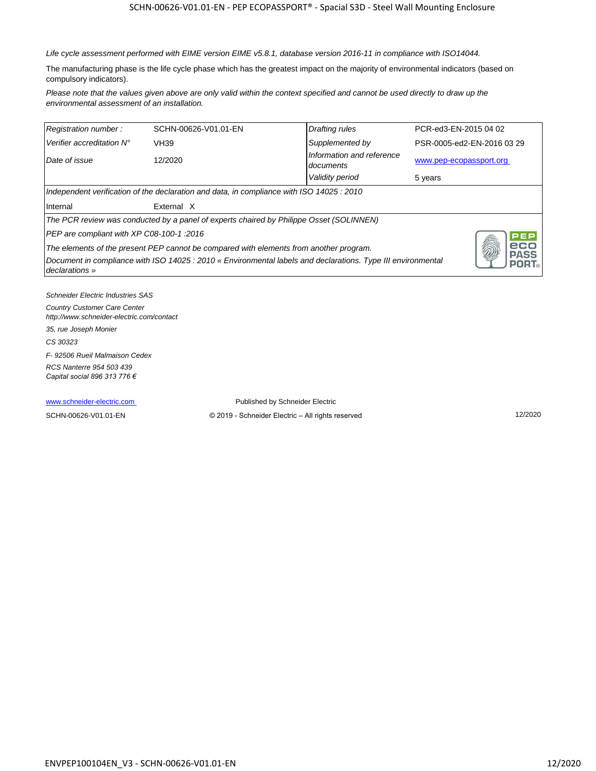*Life cycle assessment performed with EIME version EIME v5.8.1, database version 2016-11 in compliance with ISO14044.*

The manufacturing phase is the life cycle phase which has the greatest impact on the majority of environmental indicators (based on compulsory indicators).

*Please note that the values given above are only valid within the context specified and cannot be used directly to draw up the environmental assessment of an installation.*

| | | | |
|---|---|---|---|
| *Registration number :* | SCHN-00626-V01.01-EN | *Drafting rules* | PCR-ed3-EN-2015 04 02 |
| *Verifier accreditation N°* | VH39 | *Supplemented by* | PSR-0005-ed2-EN-2016 03 29 |
| *Date of issue* | 12/2020 | *Information and reference documents* | www.pep-ecopassport.org |
| | | *Validity period* | 5 years |
| *Independent verification of the declaration and data, in compliance with ISO 14025 : 2010* | | | |
| Internal | External X | | |
| *The PCR review was conducted by a panel of experts chaired by Philippe Osset (SOLINNEN)* | | | |
| *PEP are compliant with XP C08-100-1 :2016* | | | |
| *The elements of the present PEP cannot be compared with elements from another program.* | | | |
| *Document in compliance with ISO 14025 : 2010 « Environmental labels and declarations. Type III environmental declarations »* | | | |

*Schneider Electric Industries SAS*

*Country Customer Care Center*
*http://www.schneider-electric.com/contact*

*35, rue Joseph Monier*

*CS 30323*

*F- 92506 Rueil Malmaison Cedex*

*RCS Nanterre 954 503 439*
*Capital social 896 313 776 €*

www.schneider-electric.com

Published by Schneider Electric

SCHN-00626-V01.01-EN

© 2019 - Schneider Electric – All rights reserved

12/2020